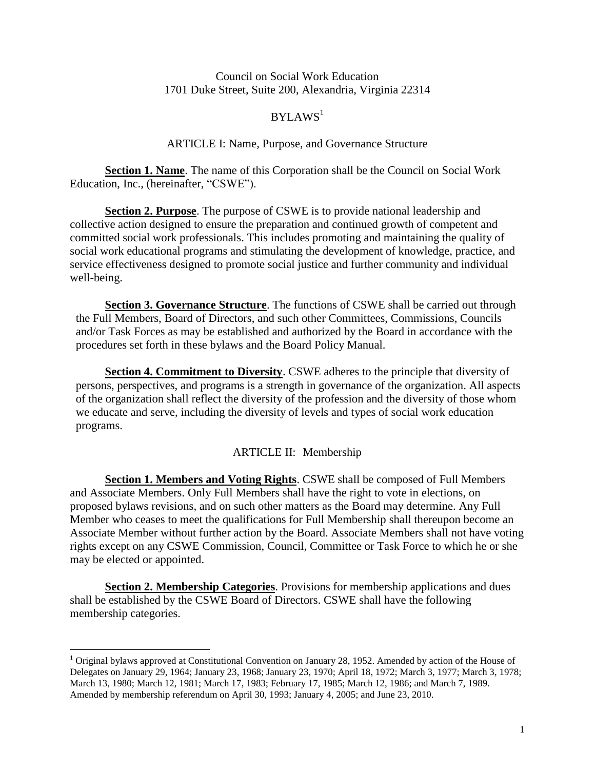Council on Social Work Education
1701 Duke Street, Suite 200, Alexandria, Virginia 22314

# BYLAWS[1]

## ARTICLE I: Name, Purpose, and Governance Structure

**Section 1. Name**. The name of this Corporation shall be the Council on Social Work Education, Inc., (hereinafter, "CSWE").

**Section 2. Purpose**. The purpose of CSWE is to provide national leadership and collective action designed to ensure the preparation and continued growth of competent and committed social work professionals. This includes promoting and maintaining the quality of social work educational programs and stimulating the development of knowledge, practice, and service effectiveness designed to promote social justice and further community and individual well-being.

**Section 3. Governance Structure**. The functions of CSWE shall be carried out through the Full Members, Board of Directors, and such other Committees, Commissions, Councils and/or Task Forces as may be established and authorized by the Board in accordance with the procedures set forth in these bylaws and the Board Policy Manual.

**Section 4. Commitment to Diversity**. CSWE adheres to the principle that diversity of persons, perspectives, and programs is a strength in governance of the organization. All aspects of the organization shall reflect the diversity of the profession and the diversity of those whom we educate and serve, including the diversity of levels and types of social work education programs.

## ARTICLE II: Membership

**Section 1. Members and Voting Rights**. CSWE shall be composed of Full Members and Associate Members. Only Full Members shall have the right to vote in elections, on proposed bylaws revisions, and on such other matters as the Board may determine. Any Full Member who ceases to meet the qualifications for Full Membership shall thereupon become an Associate Member without further action by the Board. Associate Members shall not have voting rights except on any CSWE Commission, Council, Committee or Task Force to which he or she may be elected or appointed.

**Section 2. Membership Categories**. Provisions for membership applications and dues shall be established by the CSWE Board of Directors. CSWE shall have the following membership categories.

---

[1] Original bylaws approved at Constitutional Convention on January 28, 1952. Amended by action of the House of Delegates on January 29, 1964; January 23, 1968; January 23, 1970; April 18, 1972; March 3, 1977; March 3, 1978; March 13, 1980; March 12, 1981; March 17, 1983; February 17, 1985; March 12, 1986; and March 7, 1989. Amended by membership referendum on April 30, 1993; January 4, 2005; and June 23, 2010.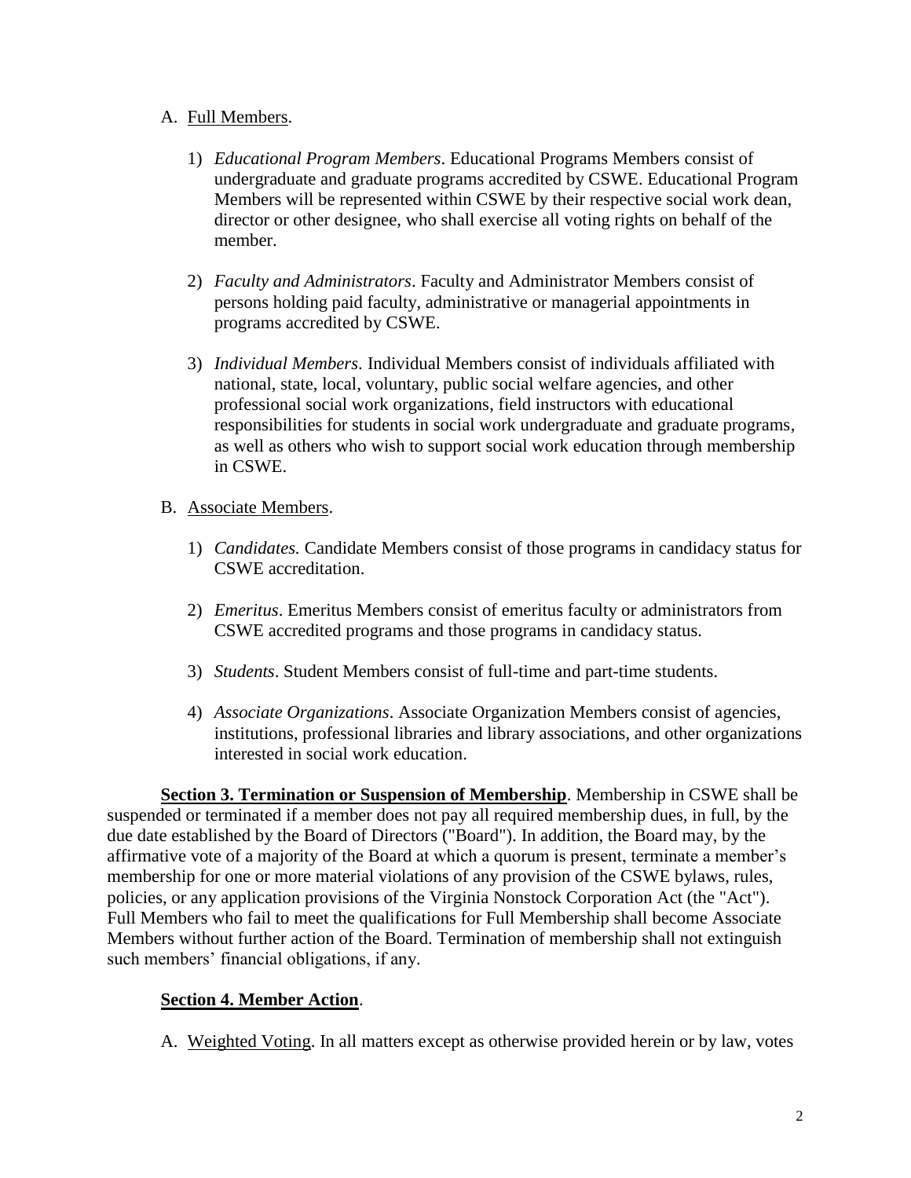A. <u>Full Members</u>.

1) *Educational Program Members*. Educational Programs Members consist of undergraduate and graduate programs accredited by CSWE. Educational Program Members will be represented within CSWE by their respective social work dean, director or other designee, who shall exercise all voting rights on behalf of the member.

2) *Faculty and Administrators*. Faculty and Administrator Members consist of persons holding paid faculty, administrative or managerial appointments in programs accredited by CSWE.

3) *Individual Members*. Individual Members consist of individuals affiliated with national, state, local, voluntary, public social welfare agencies, and other professional social work organizations, field instructors with educational responsibilities for students in social work undergraduate and graduate programs, as well as others who wish to support social work education through membership in CSWE.

B. <u>Associate Members</u>.

1) *Candidates.* Candidate Members consist of those programs in candidacy status for CSWE accreditation.

2) *Emeritus*. Emeritus Members consist of emeritus faculty or administrators from CSWE accredited programs and those programs in candidacy status.

3) *Students*. Student Members consist of full-time and part-time students.

4) *Associate Organizations*. Associate Organization Members consist of agencies, institutions, professional libraries and library associations, and other organizations interested in social work education.

**<u>Section 3. Termination or Suspension of Membership</u>**. Membership in CSWE shall be suspended or terminated if a member does not pay all required membership dues, in full, by the due date established by the Board of Directors ("Board"). In addition, the Board may, by the affirmative vote of a majority of the Board at which a quorum is present, terminate a member's membership for one or more material violations of any provision of the CSWE bylaws, rules, policies, or any application provisions of the Virginia Nonstock Corporation Act (the "Act"). Full Members who fail to meet the qualifications for Full Membership shall become Associate Members without further action of the Board. Termination of membership shall not extinguish such members' financial obligations, if any.

**<u>Section 4. Member Action</u>**.

A. <u>Weighted Voting</u>. In all matters except as otherwise provided herein or by law, votes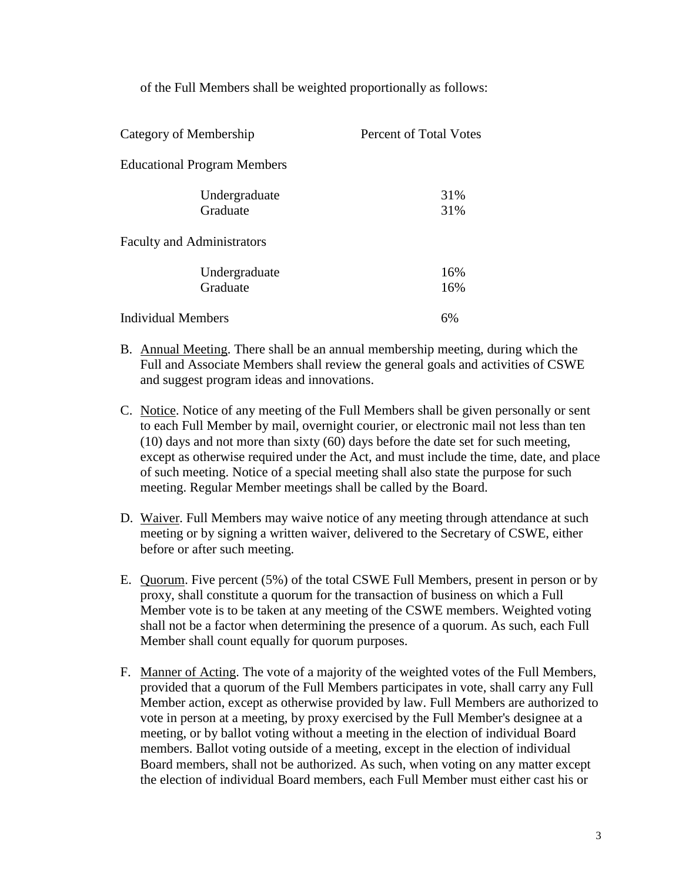of the Full Members shall be weighted proportionally as follows:

| Category of Membership | Percent of Total Votes |
| --- | --- |
| Educational Program Members | |
| Undergraduate | 31% |
| Graduate | 31% |
| Faculty and Administrators | |
| Undergraduate | 16% |
| Graduate | 16% |
| Individual Members | 6% |

B. Annual Meeting. There shall be an annual membership meeting, during which the Full and Associate Members shall review the general goals and activities of CSWE and suggest program ideas and innovations.

C. Notice. Notice of any meeting of the Full Members shall be given personally or sent to each Full Member by mail, overnight courier, or electronic mail not less than ten (10) days and not more than sixty (60) days before the date set for such meeting, except as otherwise required under the Act, and must include the time, date, and place of such meeting. Notice of a special meeting shall also state the purpose for such meeting. Regular Member meetings shall be called by the Board.

D. Waiver. Full Members may waive notice of any meeting through attendance at such meeting or by signing a written waiver, delivered to the Secretary of CSWE, either before or after such meeting.

E. Quorum. Five percent (5%) of the total CSWE Full Members, present in person or by proxy, shall constitute a quorum for the transaction of business on which a Full Member vote is to be taken at any meeting of the CSWE members. Weighted voting shall not be a factor when determining the presence of a quorum. As such, each Full Member shall count equally for quorum purposes.

F. Manner of Acting. The vote of a majority of the weighted votes of the Full Members, provided that a quorum of the Full Members participates in vote, shall carry any Full Member action, except as otherwise provided by law. Full Members are authorized to vote in person at a meeting, by proxy exercised by the Full Member's designee at a meeting, or by ballot voting without a meeting in the election of individual Board members. Ballot voting outside of a meeting, except in the election of individual Board members, shall not be authorized. As such, when voting on any matter except the election of individual Board members, each Full Member must either cast his or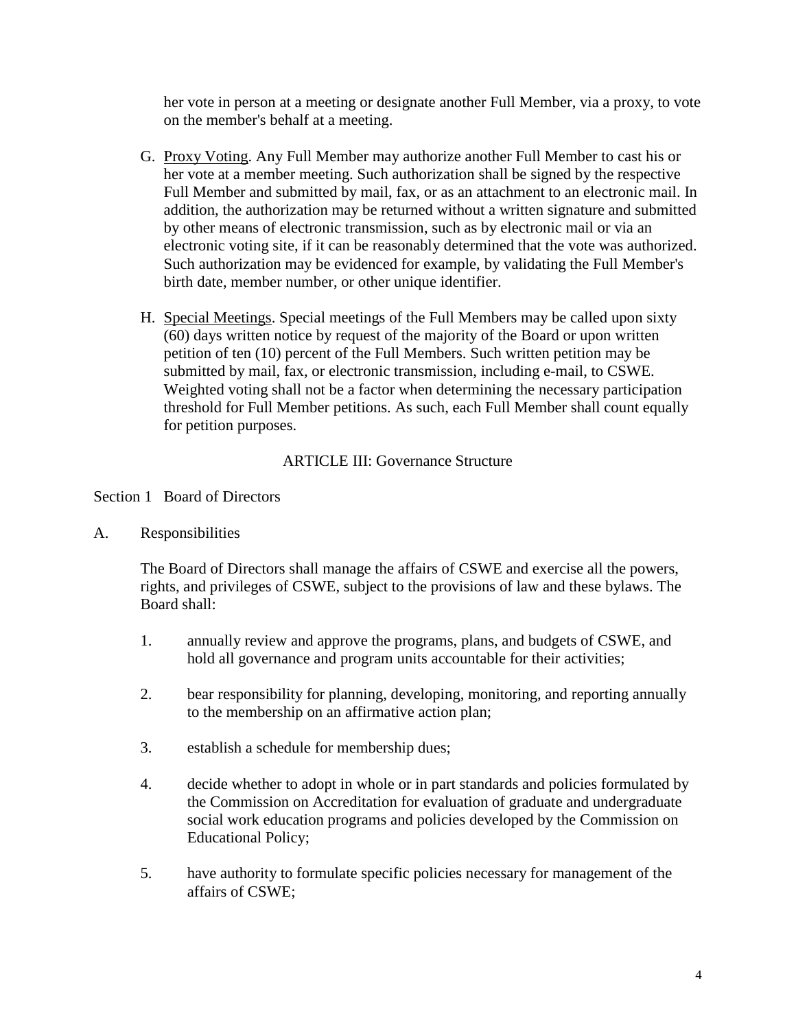her vote in person at a meeting or designate another Full Member, via a proxy, to vote on the member's behalf at a meeting.

G. Proxy Voting. Any Full Member may authorize another Full Member to cast his or her vote at a member meeting. Such authorization shall be signed by the respective Full Member and submitted by mail, fax, or as an attachment to an electronic mail. In addition, the authorization may be returned without a written signature and submitted by other means of electronic transmission, such as by electronic mail or via an electronic voting site, if it can be reasonably determined that the vote was authorized. Such authorization may be evidenced for example, by validating the Full Member's birth date, member number, or other unique identifier.

H. Special Meetings. Special meetings of the Full Members may be called upon sixty (60) days written notice by request of the majority of the Board or upon written petition of ten (10) percent of the Full Members. Such written petition may be submitted by mail, fax, or electronic transmission, including e-mail, to CSWE. Weighted voting shall not be a factor when determining the necessary participation threshold for Full Member petitions. As such, each Full Member shall count equally for petition purposes.

## ARTICLE III: Governance Structure

### Section 1 Board of Directors

A. Responsibilities

The Board of Directors shall manage the affairs of CSWE and exercise all the powers, rights, and privileges of CSWE, subject to the provisions of law and these bylaws. The Board shall:

1. annually review and approve the programs, plans, and budgets of CSWE, and hold all governance and program units accountable for their activities;

2. bear responsibility for planning, developing, monitoring, and reporting annually to the membership on an affirmative action plan;

3. establish a schedule for membership dues;

4. decide whether to adopt in whole or in part standards and policies formulated by the Commission on Accreditation for evaluation of graduate and undergraduate social work education programs and policies developed by the Commission on Educational Policy;

5. have authority to formulate specific policies necessary for management of the affairs of CSWE;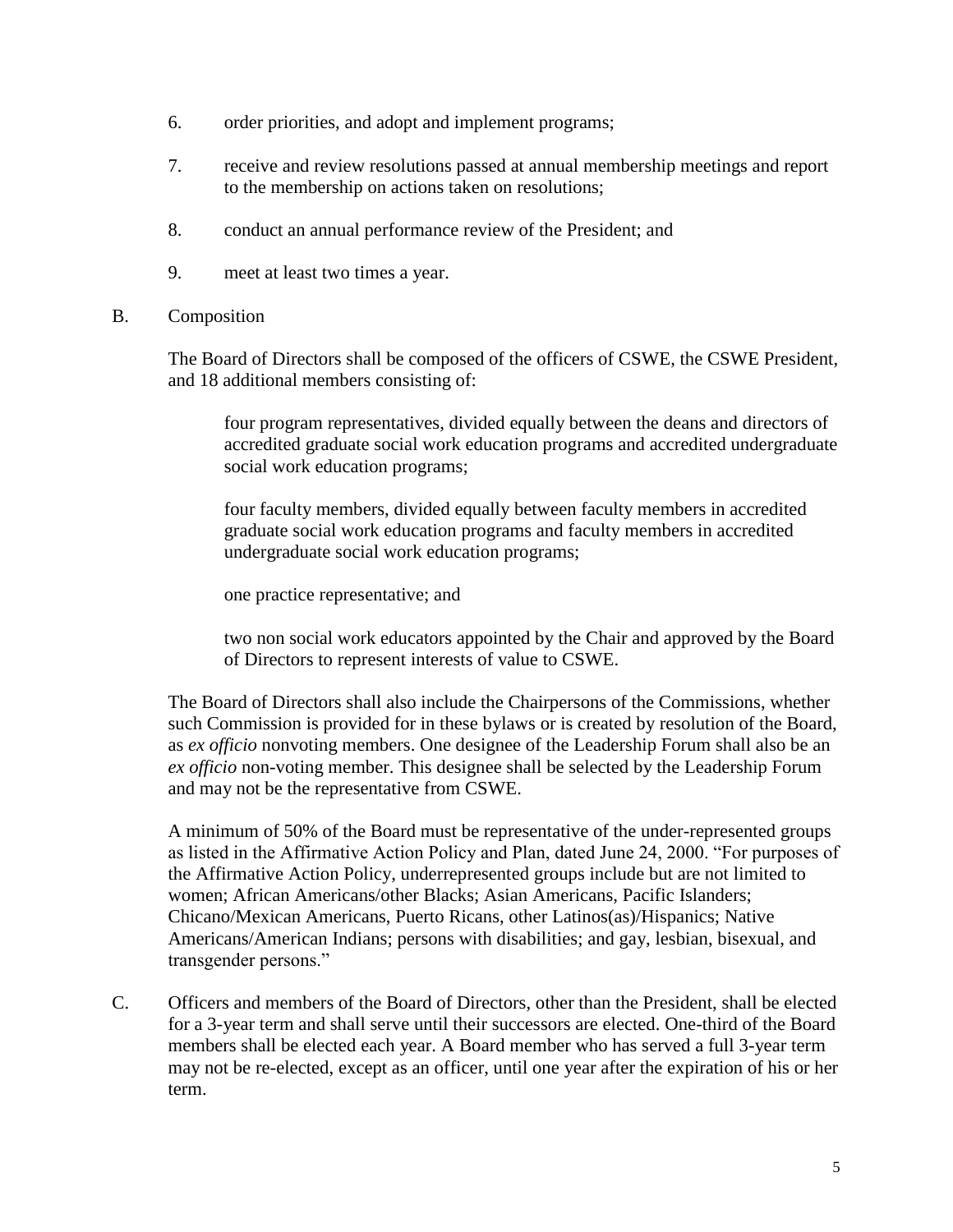6. order priorities, and adopt and implement programs;

7. receive and review resolutions passed at annual membership meetings and report to the membership on actions taken on resolutions;

8. conduct an annual performance review of the President; and

9. meet at least two times a year.

B. Composition

The Board of Directors shall be composed of the officers of CSWE, the CSWE President, and 18 additional members consisting of:

> four program representatives, divided equally between the deans and directors of accredited graduate social work education programs and accredited undergraduate social work education programs;
>
> four faculty members, divided equally between faculty members in accredited graduate social work education programs and faculty members in accredited undergraduate social work education programs;
>
> one practice representative; and
>
> two non social work educators appointed by the Chair and approved by the Board of Directors to represent interests of value to CSWE.

The Board of Directors shall also include the Chairpersons of the Commissions, whether such Commission is provided for in these bylaws or is created by resolution of the Board, as *ex officio* nonvoting members. One designee of the Leadership Forum shall also be an *ex officio* non-voting member. This designee shall be selected by the Leadership Forum and may not be the representative from CSWE.

A minimum of 50% of the Board must be representative of the under-represented groups as listed in the Affirmative Action Policy and Plan, dated June 24, 2000. "For purposes of the Affirmative Action Policy, underrepresented groups include but are not limited to women; African Americans/other Blacks; Asian Americans, Pacific Islanders; Chicano/Mexican Americans, Puerto Ricans, other Latinos(as)/Hispanics; Native Americans/American Indians; persons with disabilities; and gay, lesbian, bisexual, and transgender persons."

C. Officers and members of the Board of Directors, other than the President, shall be elected for a 3-year term and shall serve until their successors are elected. One-third of the Board members shall be elected each year. A Board member who has served a full 3-year term may not be re-elected, except as an officer, until one year after the expiration of his or her term.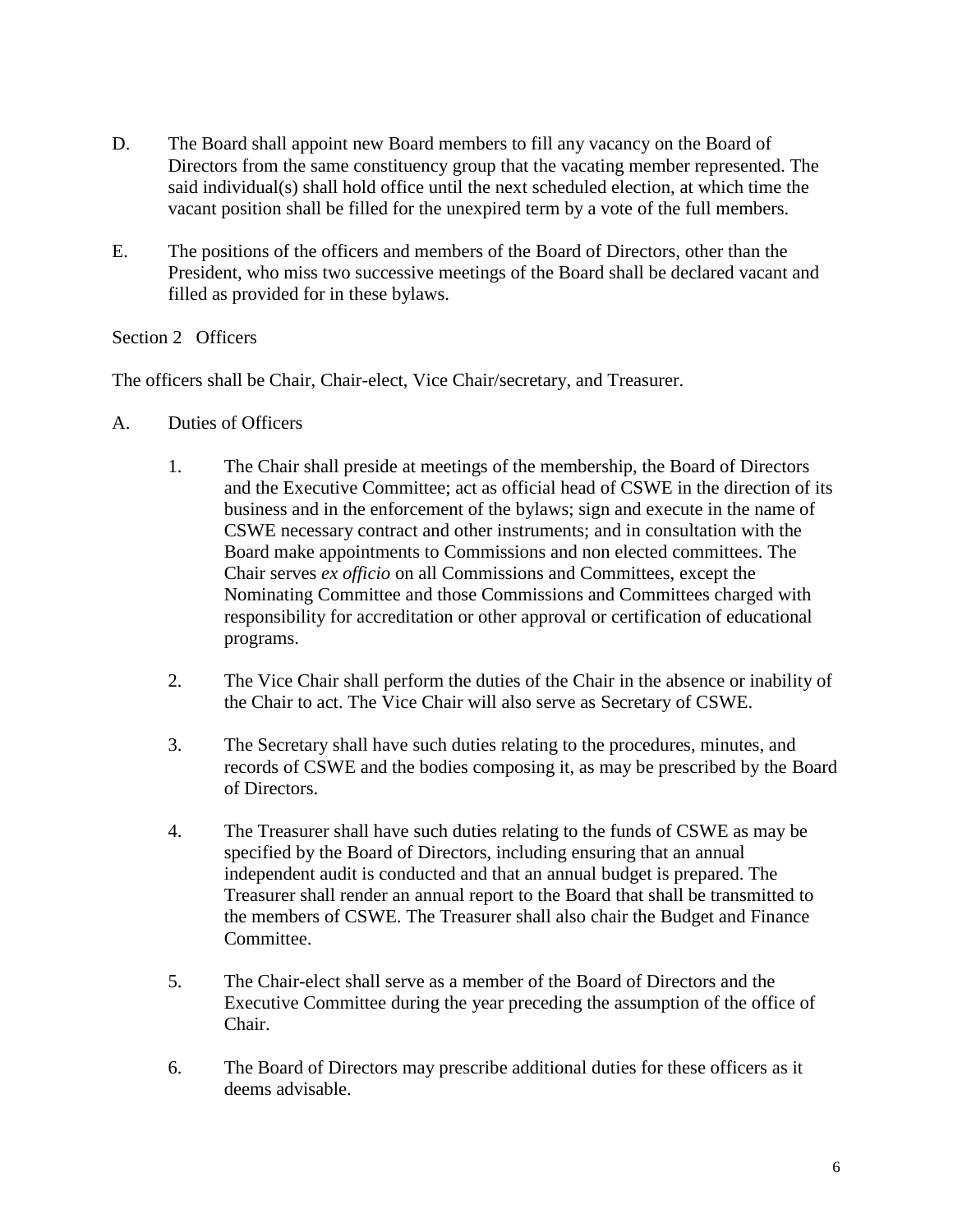D. The Board shall appoint new Board members to fill any vacancy on the Board of Directors from the same constituency group that the vacating member represented. The said individual(s) shall hold office until the next scheduled election, at which time the vacant position shall be filled for the unexpired term by a vote of the full members.

E. The positions of the officers and members of the Board of Directors, other than the President, who miss two successive meetings of the Board shall be declared vacant and filled as provided for in these bylaws.

Section 2 Officers

The officers shall be Chair, Chair-elect, Vice Chair/secretary, and Treasurer.

A. Duties of Officers

1. The Chair shall preside at meetings of the membership, the Board of Directors and the Executive Committee; act as official head of CSWE in the direction of its business and in the enforcement of the bylaws; sign and execute in the name of CSWE necessary contract and other instruments; and in consultation with the Board make appointments to Commissions and non elected committees. The Chair serves *ex officio* on all Commissions and Committees, except the Nominating Committee and those Commissions and Committees charged with responsibility for accreditation or other approval or certification of educational programs.

2. The Vice Chair shall perform the duties of the Chair in the absence or inability of the Chair to act. The Vice Chair will also serve as Secretary of CSWE.

3. The Secretary shall have such duties relating to the procedures, minutes, and records of CSWE and the bodies composing it, as may be prescribed by the Board of Directors.

4. The Treasurer shall have such duties relating to the funds of CSWE as may be specified by the Board of Directors, including ensuring that an annual independent audit is conducted and that an annual budget is prepared. The Treasurer shall render an annual report to the Board that shall be transmitted to the members of CSWE. The Treasurer shall also chair the Budget and Finance Committee.

5. The Chair-elect shall serve as a member of the Board of Directors and the Executive Committee during the year preceding the assumption of the office of Chair.

6. The Board of Directors may prescribe additional duties for these officers as it deems advisable.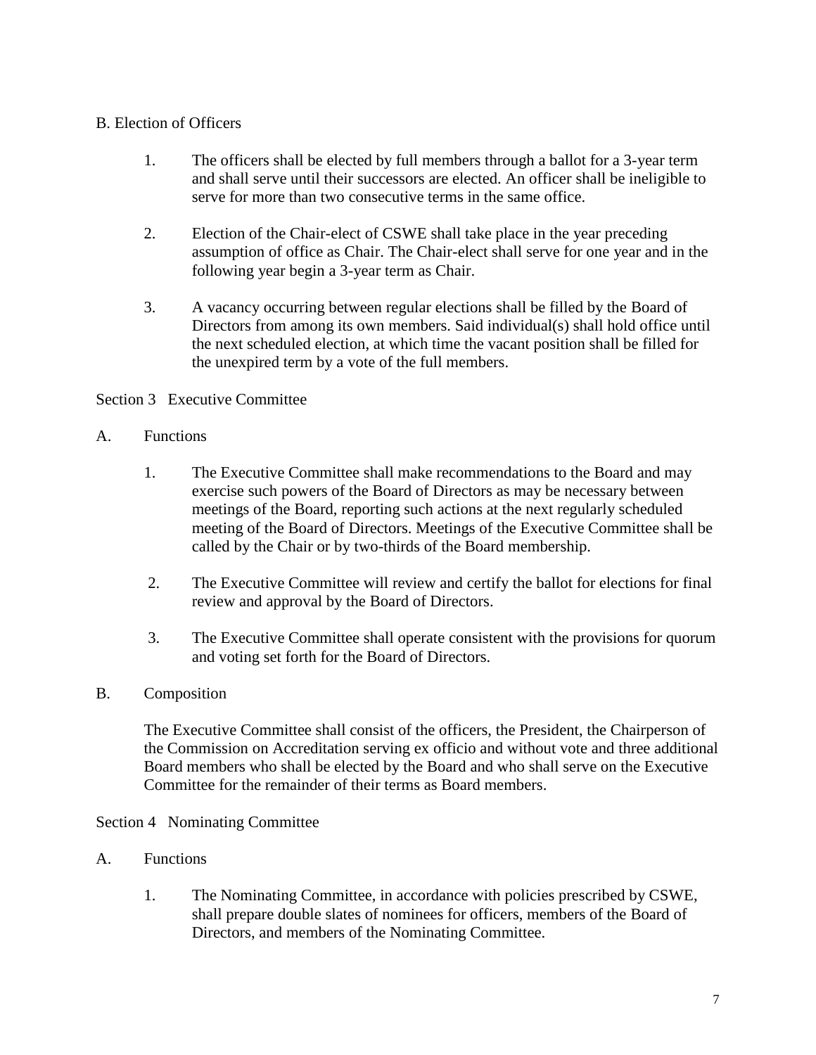B. Election of Officers

1. The officers shall be elected by full members through a ballot for a 3-year term and shall serve until their successors are elected. An officer shall be ineligible to serve for more than two consecutive terms in the same office.

2. Election of the Chair-elect of CSWE shall take place in the year preceding assumption of office as Chair. The Chair-elect shall serve for one year and in the following year begin a 3-year term as Chair.

3. A vacancy occurring between regular elections shall be filled by the Board of Directors from among its own members. Said individual(s) shall hold office until the next scheduled election, at which time the vacant position shall be filled for the unexpired term by a vote of the full members.

Section 3 Executive Committee

A. Functions

1. The Executive Committee shall make recommendations to the Board and may exercise such powers of the Board of Directors as may be necessary between meetings of the Board, reporting such actions at the next regularly scheduled meeting of the Board of Directors. Meetings of the Executive Committee shall be called by the Chair or by two-thirds of the Board membership.

2. The Executive Committee will review and certify the ballot for elections for final review and approval by the Board of Directors.

3. The Executive Committee shall operate consistent with the provisions for quorum and voting set forth for the Board of Directors.

B. Composition

The Executive Committee shall consist of the officers, the President, the Chairperson of the Commission on Accreditation serving ex officio and without vote and three additional Board members who shall be elected by the Board and who shall serve on the Executive Committee for the remainder of their terms as Board members.

Section 4 Nominating Committee

A. Functions

1. The Nominating Committee, in accordance with policies prescribed by CSWE, shall prepare double slates of nominees for officers, members of the Board of Directors, and members of the Nominating Committee.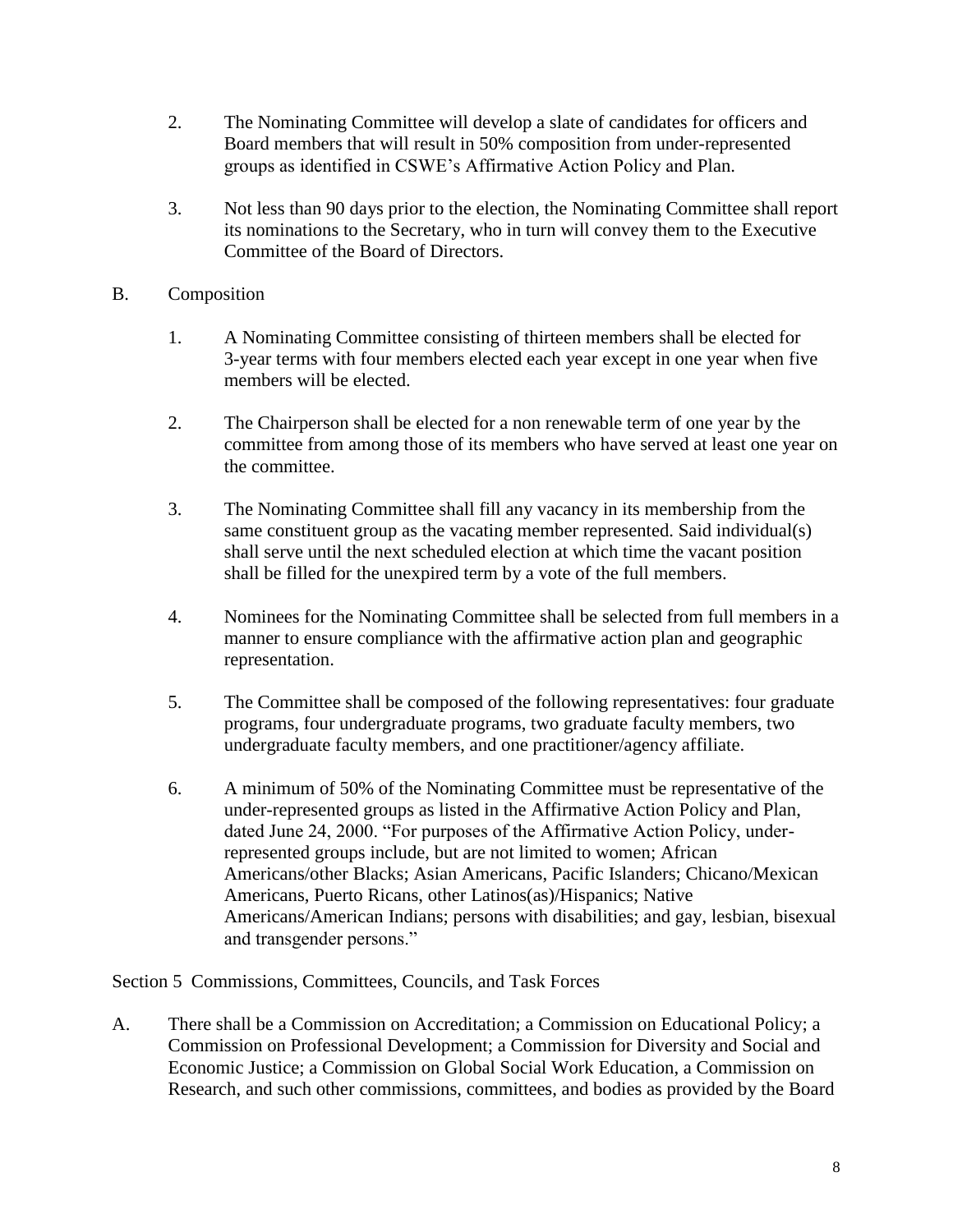2. The Nominating Committee will develop a slate of candidates for officers and Board members that will result in 50% composition from under-represented groups as identified in CSWE's Affirmative Action Policy and Plan.

3. Not less than 90 days prior to the election, the Nominating Committee shall report its nominations to the Secretary, who in turn will convey them to the Executive Committee of the Board of Directors.

B. Composition

1. A Nominating Committee consisting of thirteen members shall be elected for 3-year terms with four members elected each year except in one year when five members will be elected.

2. The Chairperson shall be elected for a non renewable term of one year by the committee from among those of its members who have served at least one year on the committee.

3. The Nominating Committee shall fill any vacancy in its membership from the same constituent group as the vacating member represented. Said individual(s) shall serve until the next scheduled election at which time the vacant position shall be filled for the unexpired term by a vote of the full members.

4. Nominees for the Nominating Committee shall be selected from full members in a manner to ensure compliance with the affirmative action plan and geographic representation.

5. The Committee shall be composed of the following representatives: four graduate programs, four undergraduate programs, two graduate faculty members, two undergraduate faculty members, and one practitioner/agency affiliate.

6. A minimum of 50% of the Nominating Committee must be representative of the under-represented groups as listed in the Affirmative Action Policy and Plan, dated June 24, 2000. "For purposes of the Affirmative Action Policy, under-represented groups include, but are not limited to women; African Americans/other Blacks; Asian Americans, Pacific Islanders; Chicano/Mexican Americans, Puerto Ricans, other Latinos(as)/Hispanics; Native Americans/American Indians; persons with disabilities; and gay, lesbian, bisexual and transgender persons."

Section 5 Commissions, Committees, Councils, and Task Forces

A. There shall be a Commission on Accreditation; a Commission on Educational Policy; a Commission on Professional Development; a Commission for Diversity and Social and Economic Justice; a Commission on Global Social Work Education, a Commission on Research, and such other commissions, committees, and bodies as provided by the Board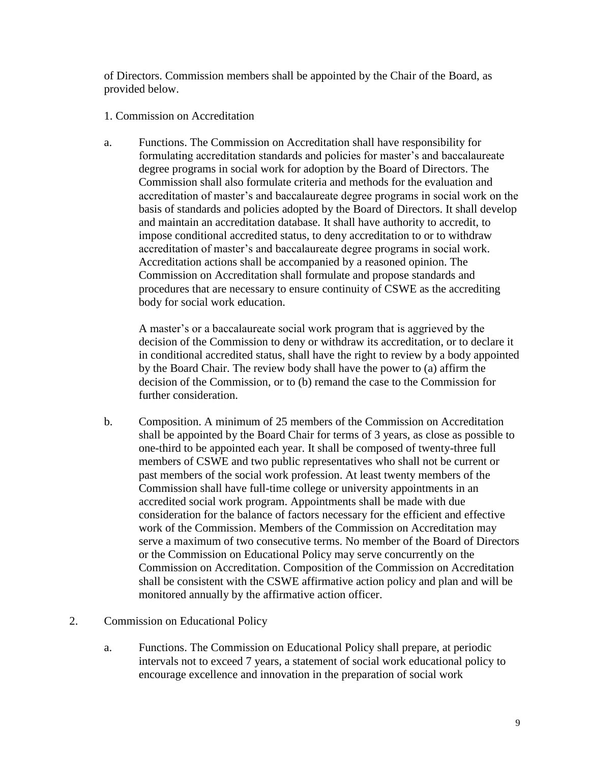of Directors. Commission members shall be appointed by the Chair of the Board, as provided below.

1. Commission on Accreditation

a. Functions. The Commission on Accreditation shall have responsibility for formulating accreditation standards and policies for master's and baccalaureate degree programs in social work for adoption by the Board of Directors. The Commission shall also formulate criteria and methods for the evaluation and accreditation of master's and baccalaureate degree programs in social work on the basis of standards and policies adopted by the Board of Directors. It shall develop and maintain an accreditation database. It shall have authority to accredit, to impose conditional accredited status, to deny accreditation to or to withdraw accreditation of master's and baccalaureate degree programs in social work. Accreditation actions shall be accompanied by a reasoned opinion. The Commission on Accreditation shall formulate and propose standards and procedures that are necessary to ensure continuity of CSWE as the accrediting body for social work education.

   A master's or a baccalaureate social work program that is aggrieved by the decision of the Commission to deny or withdraw its accreditation, or to declare it in conditional accredited status, shall have the right to review by a body appointed by the Board Chair. The review body shall have the power to (a) affirm the decision of the Commission, or to (b) remand the case to the Commission for further consideration.

b. Composition. A minimum of 25 members of the Commission on Accreditation shall be appointed by the Board Chair for terms of 3 years, as close as possible to one-third to be appointed each year. It shall be composed of twenty-three full members of CSWE and two public representatives who shall not be current or past members of the social work profession. At least twenty members of the Commission shall have full-time college or university appointments in an accredited social work program. Appointments shall be made with due consideration for the balance of factors necessary for the efficient and effective work of the Commission. Members of the Commission on Accreditation may serve a maximum of two consecutive terms. No member of the Board of Directors or the Commission on Educational Policy may serve concurrently on the Commission on Accreditation. Composition of the Commission on Accreditation shall be consistent with the CSWE affirmative action policy and plan and will be monitored annually by the affirmative action officer.

2. Commission on Educational Policy

a. Functions. The Commission on Educational Policy shall prepare, at periodic intervals not to exceed 7 years, a statement of social work educational policy to encourage excellence and innovation in the preparation of social work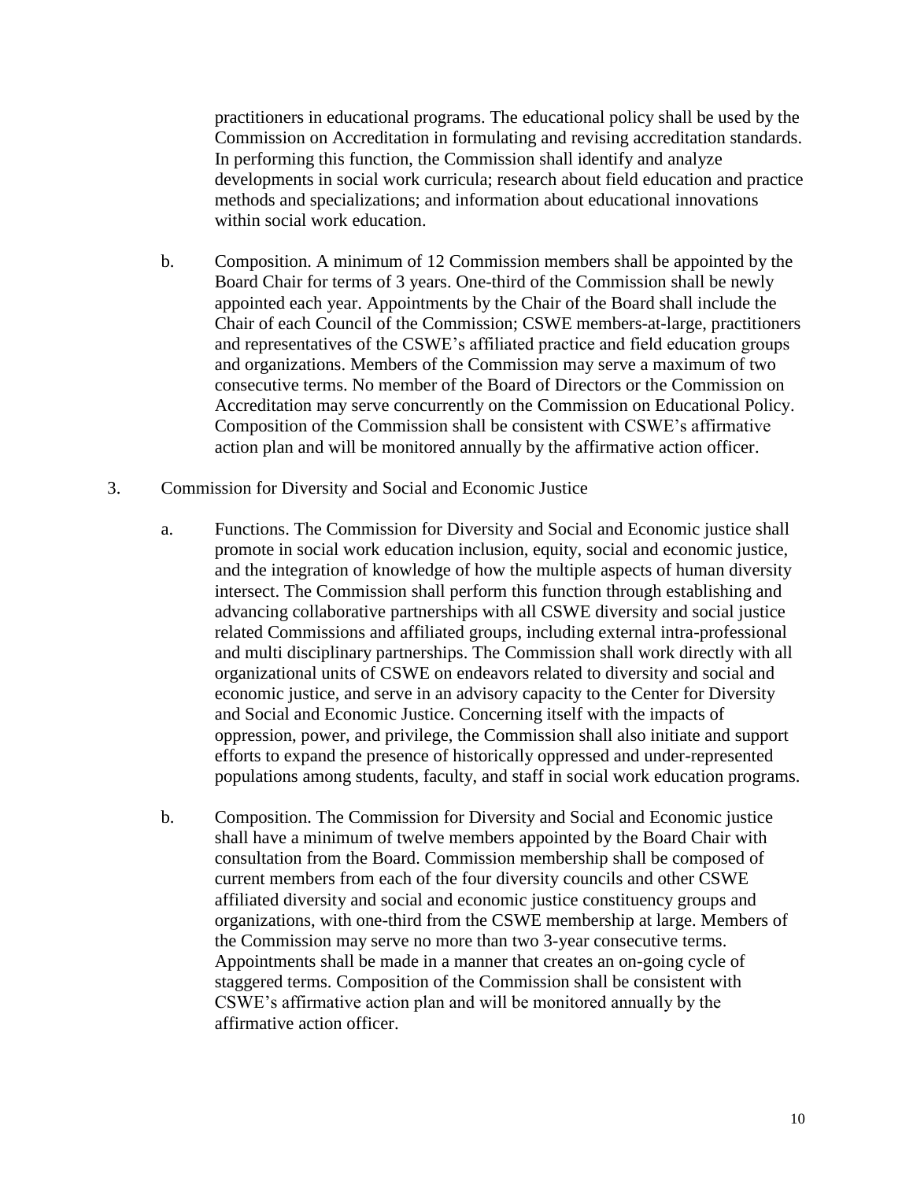practitioners in educational programs. The educational policy shall be used by the Commission on Accreditation in formulating and revising accreditation standards. In performing this function, the Commission shall identify and analyze developments in social work curricula; research about field education and practice methods and specializations; and information about educational innovations within social work education.

b. Composition. A minimum of 12 Commission members shall be appointed by the Board Chair for terms of 3 years. One-third of the Commission shall be newly appointed each year. Appointments by the Chair of the Board shall include the Chair of each Council of the Commission; CSWE members-at-large, practitioners and representatives of the CSWE's affiliated practice and field education groups and organizations. Members of the Commission may serve a maximum of two consecutive terms. No member of the Board of Directors or the Commission on Accreditation may serve concurrently on the Commission on Educational Policy. Composition of the Commission shall be consistent with CSWE's affirmative action plan and will be monitored annually by the affirmative action officer.

3. Commission for Diversity and Social and Economic Justice

a. Functions. The Commission for Diversity and Social and Economic justice shall promote in social work education inclusion, equity, social and economic justice, and the integration of knowledge of how the multiple aspects of human diversity intersect. The Commission shall perform this function through establishing and advancing collaborative partnerships with all CSWE diversity and social justice related Commissions and affiliated groups, including external intra-professional and multi disciplinary partnerships. The Commission shall work directly with all organizational units of CSWE on endeavors related to diversity and social and economic justice, and serve in an advisory capacity to the Center for Diversity and Social and Economic Justice. Concerning itself with the impacts of oppression, power, and privilege, the Commission shall also initiate and support efforts to expand the presence of historically oppressed and under-represented populations among students, faculty, and staff in social work education programs.

b. Composition. The Commission for Diversity and Social and Economic justice shall have a minimum of twelve members appointed by the Board Chair with consultation from the Board. Commission membership shall be composed of current members from each of the four diversity councils and other CSWE affiliated diversity and social and economic justice constituency groups and organizations, with one-third from the CSWE membership at large. Members of the Commission may serve no more than two 3-year consecutive terms. Appointments shall be made in a manner that creates an on-going cycle of staggered terms. Composition of the Commission shall be consistent with CSWE's affirmative action plan and will be monitored annually by the affirmative action officer.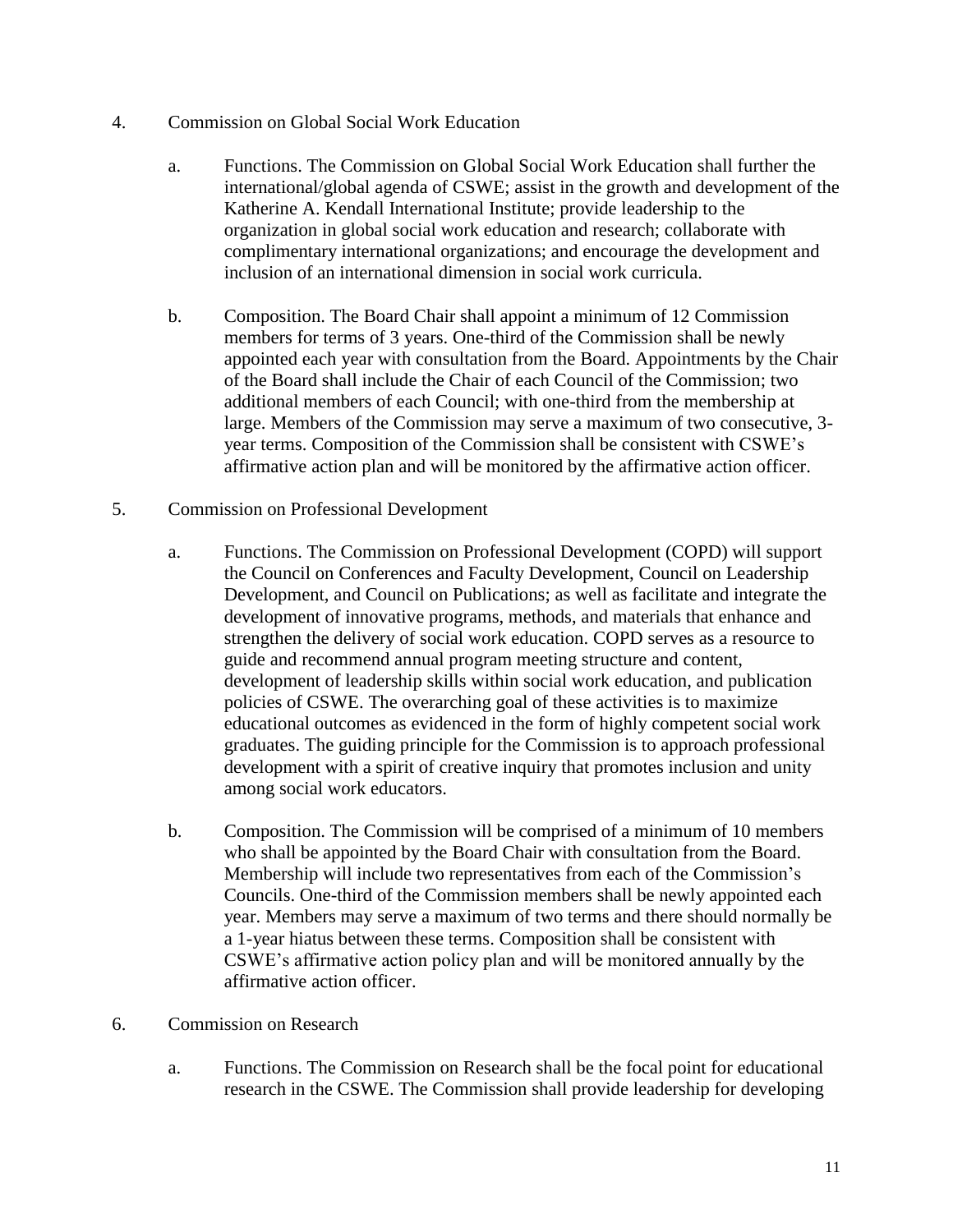4. Commission on Global Social Work Education

    a. Functions. The Commission on Global Social Work Education shall further the international/global agenda of CSWE; assist in the growth and development of the Katherine A. Kendall International Institute; provide leadership to the organization in global social work education and research; collaborate with complimentary international organizations; and encourage the development and inclusion of an international dimension in social work curricula.

    b. Composition. The Board Chair shall appoint a minimum of 12 Commission members for terms of 3 years. One-third of the Commission shall be newly appointed each year with consultation from the Board. Appointments by the Chair of the Board shall include the Chair of each Council of the Commission; two additional members of each Council; with one-third from the membership at large. Members of the Commission may serve a maximum of two consecutive, 3-year terms. Composition of the Commission shall be consistent with CSWE's affirmative action plan and will be monitored by the affirmative action officer.

5. Commission on Professional Development

    a. Functions. The Commission on Professional Development (COPD) will support the Council on Conferences and Faculty Development, Council on Leadership Development, and Council on Publications; as well as facilitate and integrate the development of innovative programs, methods, and materials that enhance and strengthen the delivery of social work education. COPD serves as a resource to guide and recommend annual program meeting structure and content, development of leadership skills within social work education, and publication policies of CSWE. The overarching goal of these activities is to maximize educational outcomes as evidenced in the form of highly competent social work graduates. The guiding principle for the Commission is to approach professional development with a spirit of creative inquiry that promotes inclusion and unity among social work educators.

    b. Composition. The Commission will be comprised of a minimum of 10 members who shall be appointed by the Board Chair with consultation from the Board. Membership will include two representatives from each of the Commission's Councils. One-third of the Commission members shall be newly appointed each year. Members may serve a maximum of two terms and there should normally be a 1-year hiatus between these terms. Composition shall be consistent with CSWE's affirmative action policy plan and will be monitored annually by the affirmative action officer.

6. Commission on Research

    a. Functions. The Commission on Research shall be the focal point for educational research in the CSWE. The Commission shall provide leadership for developing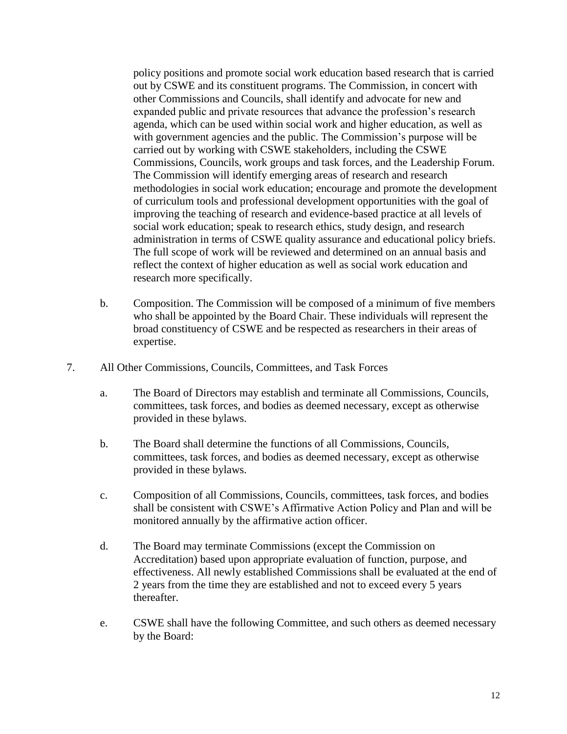policy positions and promote social work education based research that is carried out by CSWE and its constituent programs. The Commission, in concert with other Commissions and Councils, shall identify and advocate for new and expanded public and private resources that advance the profession's research agenda, which can be used within social work and higher education, as well as with government agencies and the public. The Commission's purpose will be carried out by working with CSWE stakeholders, including the CSWE Commissions, Councils, work groups and task forces, and the Leadership Forum. The Commission will identify emerging areas of research and research methodologies in social work education; encourage and promote the development of curriculum tools and professional development opportunities with the goal of improving the teaching of research and evidence-based practice at all levels of social work education; speak to research ethics, study design, and research administration in terms of CSWE quality assurance and educational policy briefs. The full scope of work will be reviewed and determined on an annual basis and reflect the context of higher education as well as social work education and research more specifically.

b. Composition. The Commission will be composed of a minimum of five members who shall be appointed by the Board Chair. These individuals will represent the broad constituency of CSWE and be respected as researchers in their areas of expertise.

7. All Other Commissions, Councils, Committees, and Task Forces

a. The Board of Directors may establish and terminate all Commissions, Councils, committees, task forces, and bodies as deemed necessary, except as otherwise provided in these bylaws.

b. The Board shall determine the functions of all Commissions, Councils, committees, task forces, and bodies as deemed necessary, except as otherwise provided in these bylaws.

c. Composition of all Commissions, Councils, committees, task forces, and bodies shall be consistent with CSWE's Affirmative Action Policy and Plan and will be monitored annually by the affirmative action officer.

d. The Board may terminate Commissions (except the Commission on Accreditation) based upon appropriate evaluation of function, purpose, and effectiveness. All newly established Commissions shall be evaluated at the end of 2 years from the time they are established and not to exceed every 5 years thereafter.

e. CSWE shall have the following Committee, and such others as deemed necessary by the Board: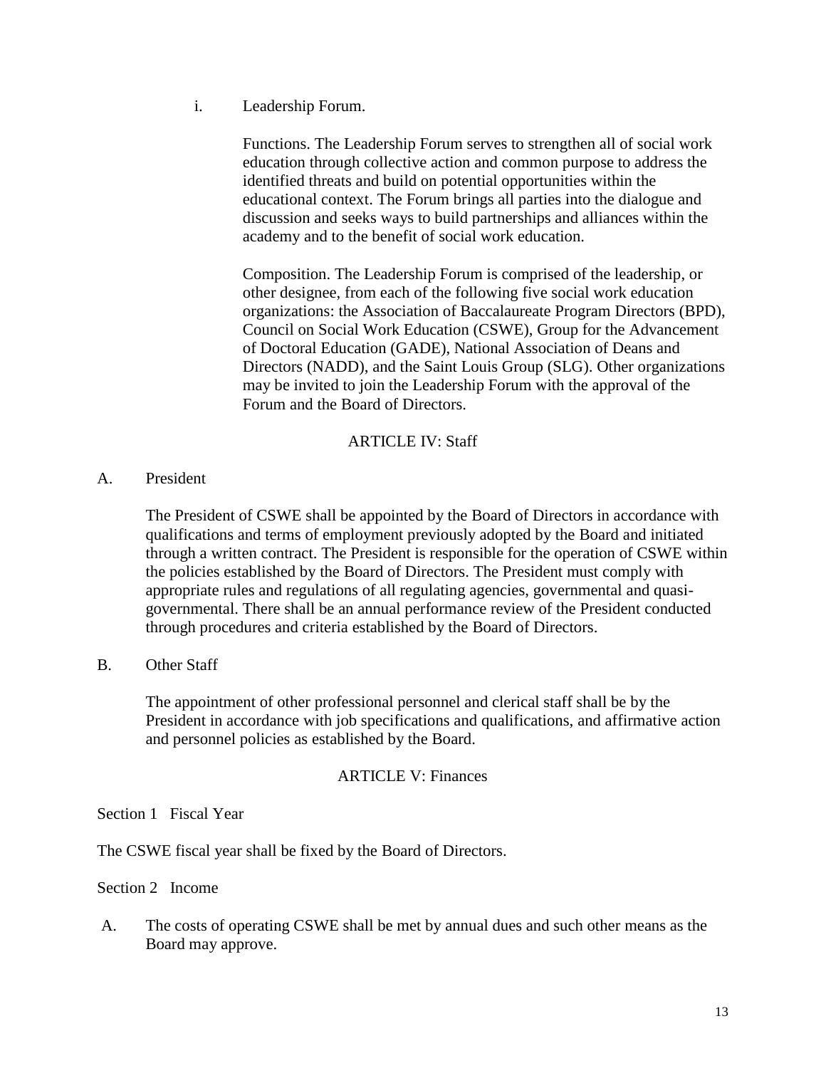i. Leadership Forum.

Functions. The Leadership Forum serves to strengthen all of social work education through collective action and common purpose to address the identified threats and build on potential opportunities within the educational context. The Forum brings all parties into the dialogue and discussion and seeks ways to build partnerships and alliances within the academy and to the benefit of social work education.

Composition. The Leadership Forum is comprised of the leadership, or other designee, from each of the following five social work education organizations: the Association of Baccalaureate Program Directors (BPD), Council on Social Work Education (CSWE), Group for the Advancement of Doctoral Education (GADE), National Association of Deans and Directors (NADD), and the Saint Louis Group (SLG). Other organizations may be invited to join the Leadership Forum with the approval of the Forum and the Board of Directors.

## ARTICLE IV: Staff

A. President

The President of CSWE shall be appointed by the Board of Directors in accordance with qualifications and terms of employment previously adopted by the Board and initiated through a written contract. The President is responsible for the operation of CSWE within the policies established by the Board of Directors. The President must comply with appropriate rules and regulations of all regulating agencies, governmental and quasi-governmental. There shall be an annual performance review of the President conducted through procedures and criteria established by the Board of Directors.

B. Other Staff

The appointment of other professional personnel and clerical staff shall be by the President in accordance with job specifications and qualifications, and affirmative action and personnel policies as established by the Board.

## ARTICLE V: Finances

Section 1 Fiscal Year

The CSWE fiscal year shall be fixed by the Board of Directors.

Section 2 Income

A. The costs of operating CSWE shall be met by annual dues and such other means as the Board may approve.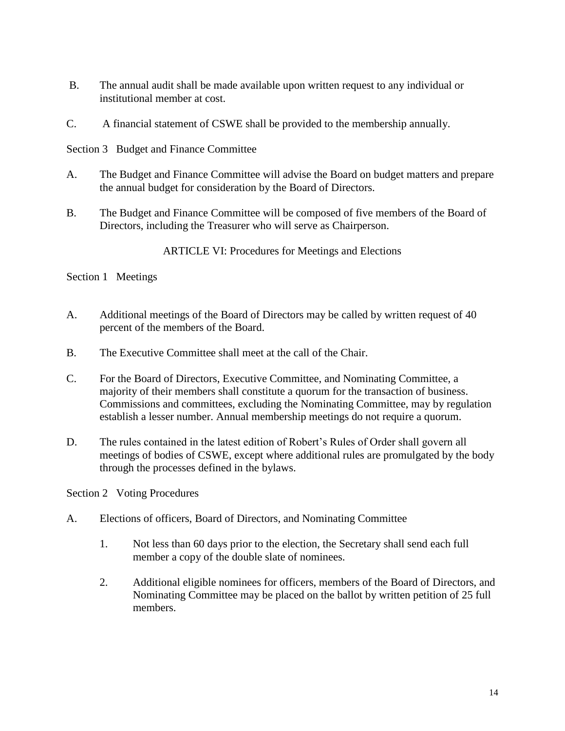B. The annual audit shall be made available upon written request to any individual or institutional member at cost.

C. A financial statement of CSWE shall be provided to the membership annually.

Section 3 Budget and Finance Committee

A. The Budget and Finance Committee will advise the Board on budget matters and prepare the annual budget for consideration by the Board of Directors.

B. The Budget and Finance Committee will be composed of five members of the Board of Directors, including the Treasurer who will serve as Chairperson.

## ARTICLE VI: Procedures for Meetings and Elections

Section 1 Meetings

A. Additional meetings of the Board of Directors may be called by written request of 40 percent of the members of the Board.

B. The Executive Committee shall meet at the call of the Chair.

C. For the Board of Directors, Executive Committee, and Nominating Committee, a majority of their members shall constitute a quorum for the transaction of business. Commissions and committees, excluding the Nominating Committee, may by regulation establish a lesser number. Annual membership meetings do not require a quorum.

D. The rules contained in the latest edition of Robert's Rules of Order shall govern all meetings of bodies of CSWE, except where additional rules are promulgated by the body through the processes defined in the bylaws.

Section 2 Voting Procedures

A. Elections of officers, Board of Directors, and Nominating Committee

1. Not less than 60 days prior to the election, the Secretary shall send each full member a copy of the double slate of nominees.

2. Additional eligible nominees for officers, members of the Board of Directors, and Nominating Committee may be placed on the ballot by written petition of 25 full members.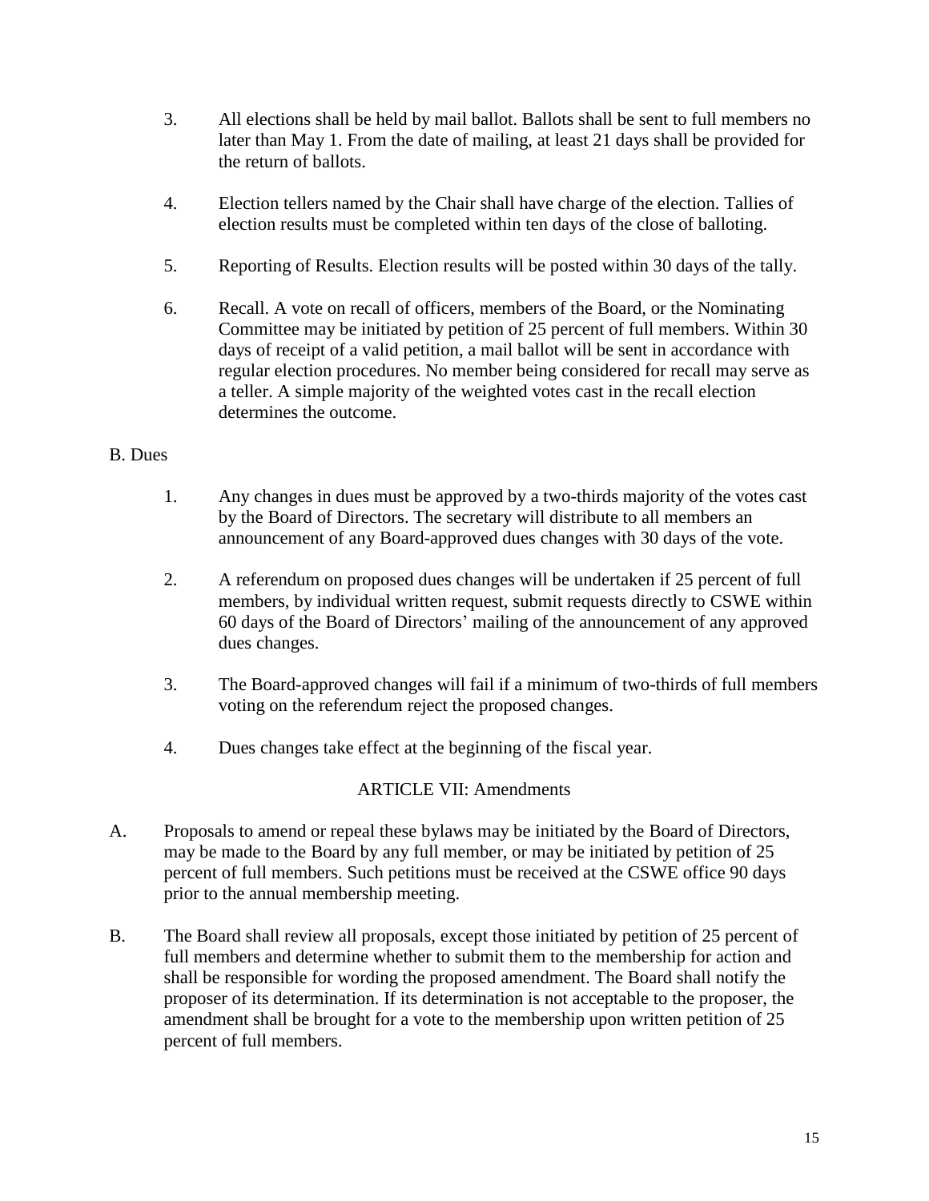3. All elections shall be held by mail ballot. Ballots shall be sent to full members no later than May 1. From the date of mailing, at least 21 days shall be provided for the return of ballots.

4. Election tellers named by the Chair shall have charge of the election. Tallies of election results must be completed within ten days of the close of balloting.

5. Reporting of Results. Election results will be posted within 30 days of the tally.

6. Recall. A vote on recall of officers, members of the Board, or the Nominating Committee may be initiated by petition of 25 percent of full members. Within 30 days of receipt of a valid petition, a mail ballot will be sent in accordance with regular election procedures. No member being considered for recall may serve as a teller. A simple majority of the weighted votes cast in the recall election determines the outcome.

B. Dues

1. Any changes in dues must be approved by a two-thirds majority of the votes cast by the Board of Directors. The secretary will distribute to all members an announcement of any Board-approved dues changes with 30 days of the vote.

2. A referendum on proposed dues changes will be undertaken if 25 percent of full members, by individual written request, submit requests directly to CSWE within 60 days of the Board of Directors' mailing of the announcement of any approved dues changes.

3. The Board-approved changes will fail if a minimum of two-thirds of full members voting on the referendum reject the proposed changes.

4. Dues changes take effect at the beginning of the fiscal year.

## ARTICLE VII: Amendments

A. Proposals to amend or repeal these bylaws may be initiated by the Board of Directors, may be made to the Board by any full member, or may be initiated by petition of 25 percent of full members. Such petitions must be received at the CSWE office 90 days prior to the annual membership meeting.

B. The Board shall review all proposals, except those initiated by petition of 25 percent of full members and determine whether to submit them to the membership for action and shall be responsible for wording the proposed amendment. The Board shall notify the proposer of its determination. If its determination is not acceptable to the proposer, the amendment shall be brought for a vote to the membership upon written petition of 25 percent of full members.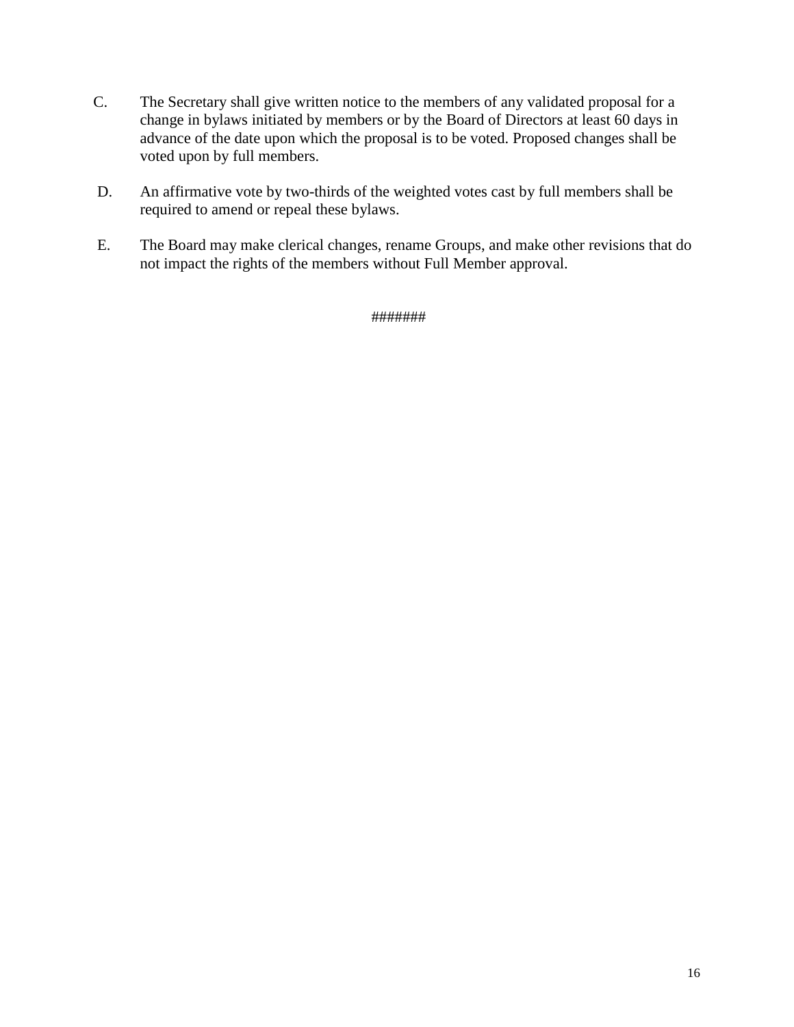C. The Secretary shall give written notice to the members of any validated proposal for a change in bylaws initiated by members or by the Board of Directors at least 60 days in advance of the date upon which the proposal is to be voted. Proposed changes shall be voted upon by full members.

D. An affirmative vote by two-thirds of the weighted votes cast by full members shall be required to amend or repeal these bylaws.

E. The Board may make clerical changes, rename Groups, and make other revisions that do not impact the rights of the members without Full Member approval.

#######